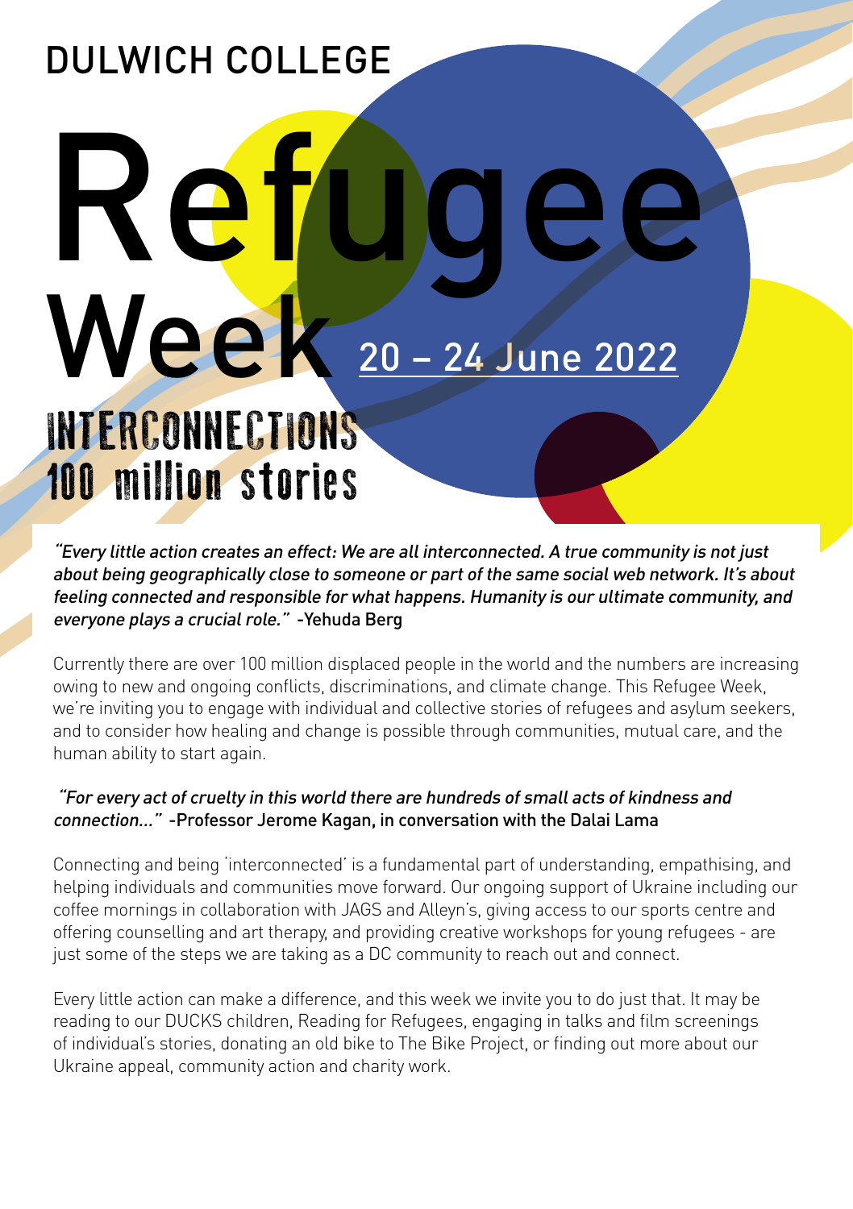DULWICH COLLEGE

# Refugee Week

20 – 24 June 2022

## INTERCONNECTIONS
## 100 million stories

*"Every little action creates an effect: We are all interconnected. A true community is not just about being geographically close to someone or part of the same social web network. It's about feeling connected and responsible for what happens. Humanity is our ultimate community, and everyone plays a crucial role."* -Yehuda Berg

Currently there are over 100 million displaced people in the world and the numbers are increasing owing to new and ongoing conflicts, discriminations, and climate change. This Refugee Week, we're inviting you to engage with individual and collective stories of refugees and asylum seekers, and to consider how healing and change is possible through communities, mutual care, and the human ability to start again.

*"For every act of cruelty in this world there are hundreds of small acts of kindness and connection…"* -Professor Jerome Kagan, in conversation with the Dalai Lama

Connecting and being 'interconnected' is a fundamental part of understanding, empathising, and helping individuals and communities move forward. Our ongoing support of Ukraine including our coffee mornings in collaboration with JAGS and Alleyn's, giving access to our sports centre and offering counselling and art therapy, and providing creative workshops for young refugees - are just some of the steps we are taking as a DC community to reach out and connect.

Every little action can make a difference, and this week we invite you to do just that. It may be reading to our DUCKS children, Reading for Refugees, engaging in talks and film screenings of individual's stories, donating an old bike to The Bike Project, or finding out more about our Ukraine appeal, community action and charity work.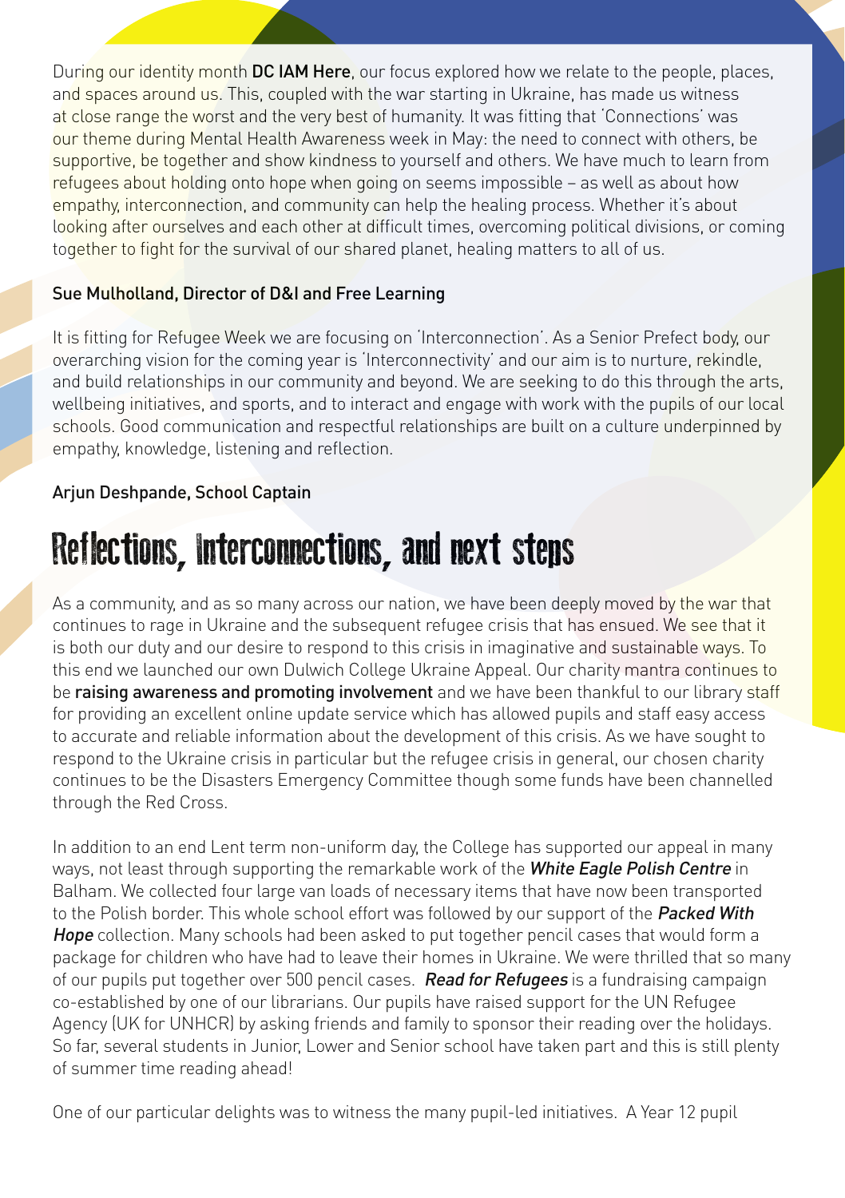During our identity month **DC IAM Here**, our focus explored how we relate to the people, places, and spaces around us. This, coupled with the war starting in Ukraine, has made us witness at close range the worst and the very best of humanity. It was fitting that 'Connections' was our theme during Mental Health Awareness week in May: the need to connect with others, be supportive, be together and show kindness to yourself and others. We have much to learn from refugees about holding onto hope when going on seems impossible – as well as about how empathy, interconnection, and community can help the healing process. Whether it's about looking after ourselves and each other at difficult times, overcoming political divisions, or coming together to fight for the survival of our shared planet, healing matters to all of us.

**Sue Mulholland, Director of D&I and Free Learning**

It is fitting for Refugee Week we are focusing on 'Interconnection'. As a Senior Prefect body, our overarching vision for the coming year is 'Interconnectivity' and our aim is to nurture, rekindle, and build relationships in our community and beyond. We are seeking to do this through the arts, wellbeing initiatives, and sports, and to interact and engage with work with the pupils of our local schools. Good communication and respectful relationships are built on a culture underpinned by empathy, knowledge, listening and reflection.

**Arjun Deshpande, School Captain**

# Reflections, Interconnections, and next steps

As a community, and as so many across our nation, we have been deeply moved by the war that continues to rage in Ukraine and the subsequent refugee crisis that has ensued. We see that it is both our duty and our desire to respond to this crisis in imaginative and sustainable ways. To this end we launched our own Dulwich College Ukraine Appeal. Our charity mantra continues to be **raising awareness and promoting involvement** and we have been thankful to our library staff for providing an excellent online update service which has allowed pupils and staff easy access to accurate and reliable information about the development of this crisis. As we have sought to respond to the Ukraine crisis in particular but the refugee crisis in general, our chosen charity continues to be the Disasters Emergency Committee though some funds have been channelled through the Red Cross.

In addition to an end Lent term non-uniform day, the College has supported our appeal in many ways, not least through supporting the remarkable work of the ***White Eagle Polish Centre*** in Balham. We collected four large van loads of necessary items that have now been transported to the Polish border. This whole school effort was followed by our support of the ***Packed With Hope*** collection. Many schools had been asked to put together pencil cases that would form a package for children who have had to leave their homes in Ukraine. We were thrilled that so many of our pupils put together over 500 pencil cases. ***Read for Refugees*** is a fundraising campaign co-established by one of our librarians. Our pupils have raised support for the UN Refugee Agency (UK for UNHCR) by asking friends and family to sponsor their reading over the holidays. So far, several students in Junior, Lower and Senior school have taken part and this is still plenty of summer time reading ahead!

One of our particular delights was to witness the many pupil-led initiatives. A Year 12 pupil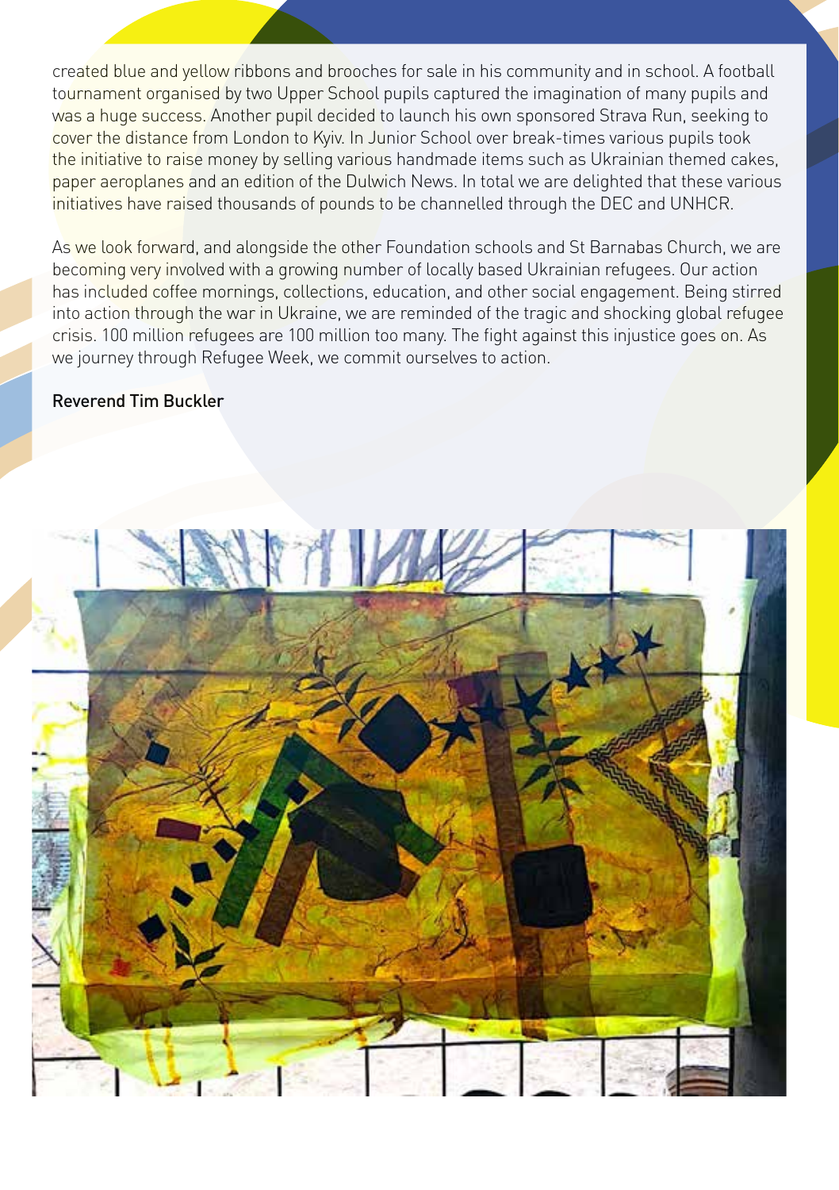created blue and yellow ribbons and brooches for sale in his community and in school. A football tournament organised by two Upper School pupils captured the imagination of many pupils and was a huge success. Another pupil decided to launch his own sponsored Strava Run, seeking to cover the distance from London to Kyiv. In Junior School over break-times various pupils took the initiative to raise money by selling various handmade items such as Ukrainian themed cakes, paper aeroplanes and an edition of the Dulwich News. In total we are delighted that these various initiatives have raised thousands of pounds to be channelled through the DEC and UNHCR.

As we look forward, and alongside the other Foundation schools and St Barnabas Church, we are becoming very involved with a growing number of locally based Ukrainian refugees. Our action has included coffee mornings, collections, education, and other social engagement. Being stirred into action through the war in Ukraine, we are reminded of the tragic and shocking global refugee crisis. 100 million refugees are 100 million too many. The fight against this injustice goes on. As we journey through Refugee Week, we commit ourselves to action.

Reverend Tim Buckler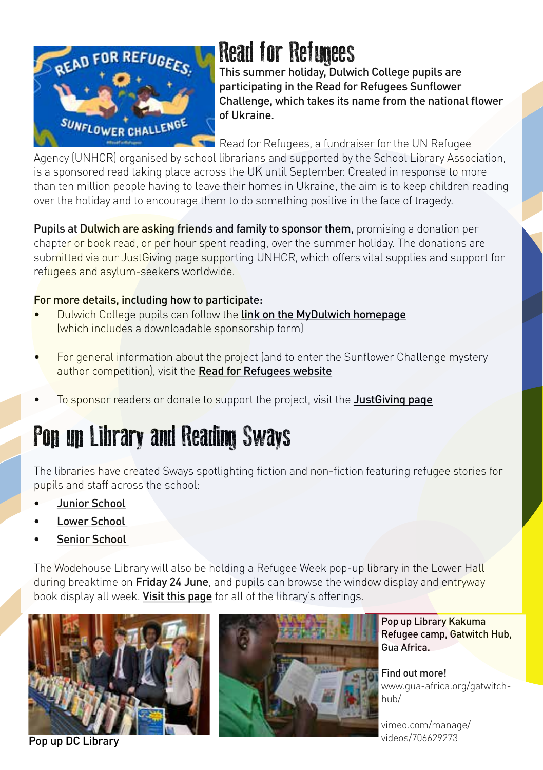# Read for Refugees

**This summer holiday, Dulwich College pupils are participating in the Read for Refugees Sunflower Challenge, which takes its name from the national flower of Ukraine.**

Read for Refugees, a fundraiser for the UN Refugee Agency (UNHCR) organised by school librarians and supported by the School Library Association, is a sponsored read taking place across the UK until September. Created in response to more than ten million people having to leave their homes in Ukraine, the aim is to keep children reading over the holiday and to encourage them to do something positive in the face of tragedy.

**Pupils at Dulwich are asking friends and family to sponsor them,** promising a donation per chapter or book read, or per hour spent reading, over the summer holiday. The donations are submitted via our JustGiving page supporting UNHCR, which offers vital supplies and support for refugees and asylum-seekers worldwide.

**For more details, including how to participate:**

- Dulwich College pupils can follow the **link on the MyDulwich homepage** (which includes a downloadable sponsorship form)
- For general information about the project (and to enter the Sunflower Challenge mystery author competition), visit the **Read for Refugees website**
- To sponsor readers or donate to support the project, visit the **JustGiving page**

# Pop up Library and Reading Sways

The libraries have created Sways spotlighting fiction and non-fiction featuring refugee stories for pupils and staff across the school:

- Junior School
- Lower School
- Senior School

The Wodehouse Library will also be holding a Refugee Week pop-up library in the Lower Hall during breaktime on **Friday 24 June**, and pupils can browse the window display and entryway book display all week. **Visit this page** for all of the library's offerings.

Pop up DC Library

**Pop up Library Kakuma Refugee camp, Gatwitch Hub, Gua Africa.**

**Find out more!**
www.gua-africa.org/gatwitch-hub/

vimeo.com/manage/videos/706629273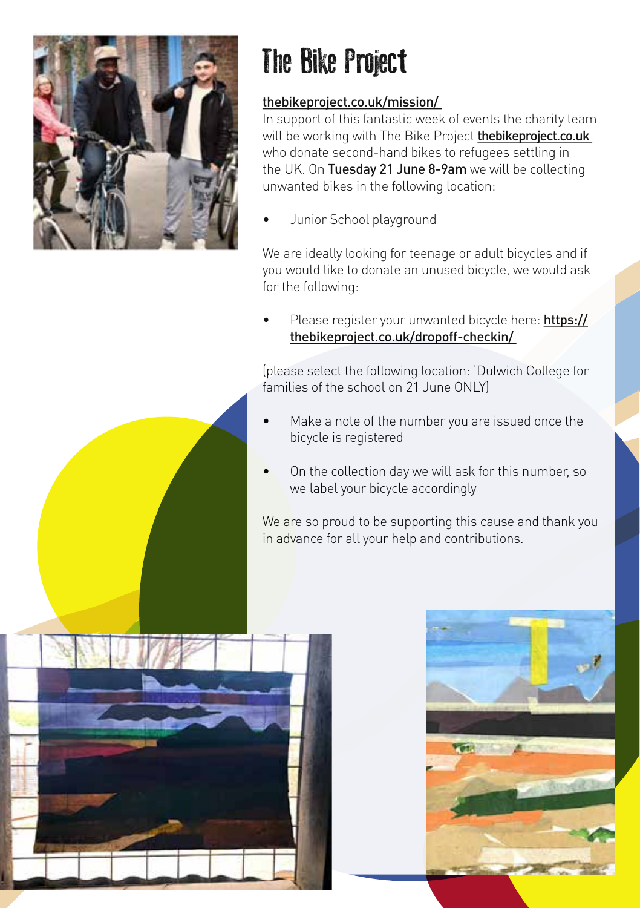# The Bike Project

thebikeproject.co.uk/mission/

In support of this fantastic week of events the charity team will be working with The Bike Project **thebikeproject.co.uk** who donate second-hand bikes to refugees settling in the UK. On **Tuesday 21 June 8-9am** we will be collecting unwanted bikes in the following location:

- Junior School playground

We are ideally looking for teenage or adult bicycles and if you would like to donate an unused bicycle, we would ask for the following:

- Please register your unwanted bicycle here: **https://thebikeproject.co.uk/dropoff-checkin/**

(please select the following location: 'Dulwich College for families of the school on 21 June ONLY)

- Make a note of the number you are issued once the bicycle is registered
- On the collection day we will ask for this number, so we label your bicycle accordingly

We are so proud to be supporting this cause and thank you in advance for all your help and contributions.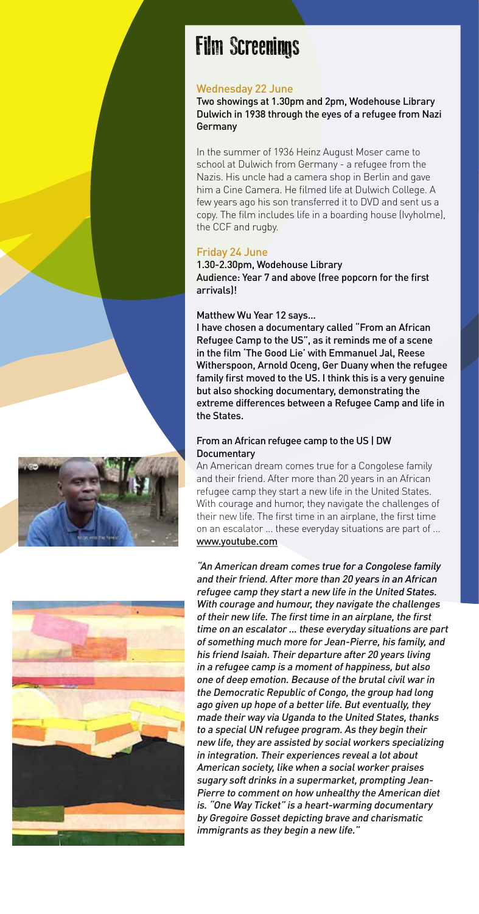# Film Screenings

## Wednesday 22 June

**Two showings at 1.30pm and 2pm, Wodehouse Library**
**Dulwich in 1938 through the eyes of a refugee from Nazi Germany**

In the summer of 1936 Heinz August Moser came to school at Dulwich from Germany - a refugee from the Nazis. His uncle had a camera shop in Berlin and gave him a Cine Camera. He filmed life at Dulwich College. A few years ago his son transferred it to DVD and sent us a copy. The film includes life in a boarding house (Ivyholme), the CCF and rugby.

## Friday 24 June

**1.30-2.30pm, Wodehouse Library**
**Audience: Year 7 and above (free popcorn for the first arrivals)!**

**Matthew Wu Year 12 says...**

**I have chosen a documentary called "From an African Refugee Camp to the US", as it reminds me of a scene in the film 'The Good Lie' with Emmanuel Jal, Reese Witherspoon, Arnold Oceng, Ger Duany when the refugee family first moved to the US. I think this is a very genuine but also shocking documentary, demonstrating the extreme differences between a Refugee Camp and life in the States.**

**From an African refugee camp to the US | DW Documentary**

An American dream comes true for a Congolese family and their friend. After more than 20 years in an African refugee camp they start a new life in the United States. With courage and humor, they navigate the challenges of their new life. The first time in an airplane, the first time on an escalator ... these everyday situations are part of ...
www.youtube.com

*"An American dream comes true for a Congolese family and their friend. After more than 20 years in an African refugee camp they start a new life in the United States. With courage and humour, they navigate the challenges of their new life. The first time in an airplane, the first time on an escalator ... these everyday situations are part of something much more for Jean-Pierre, his family, and his friend Isaiah. Their departure after 20 years living in a refugee camp is a moment of happiness, but also one of deep emotion. Because of the brutal civil war in the Democratic Republic of Congo, the group had long ago given up hope of a better life. But eventually, they made their way via Uganda to the United States, thanks to a special UN refugee program. As they begin their new life, they are assisted by social workers specializing in integration. Their experiences reveal a lot about American society, like when a social worker praises sugary soft drinks in a supermarket, prompting Jean-Pierre to comment on how unhealthy the American diet is. "One Way Ticket" is a heart-warming documentary by Gregoire Gosset depicting brave and charismatic immigrants as they begin a new life."*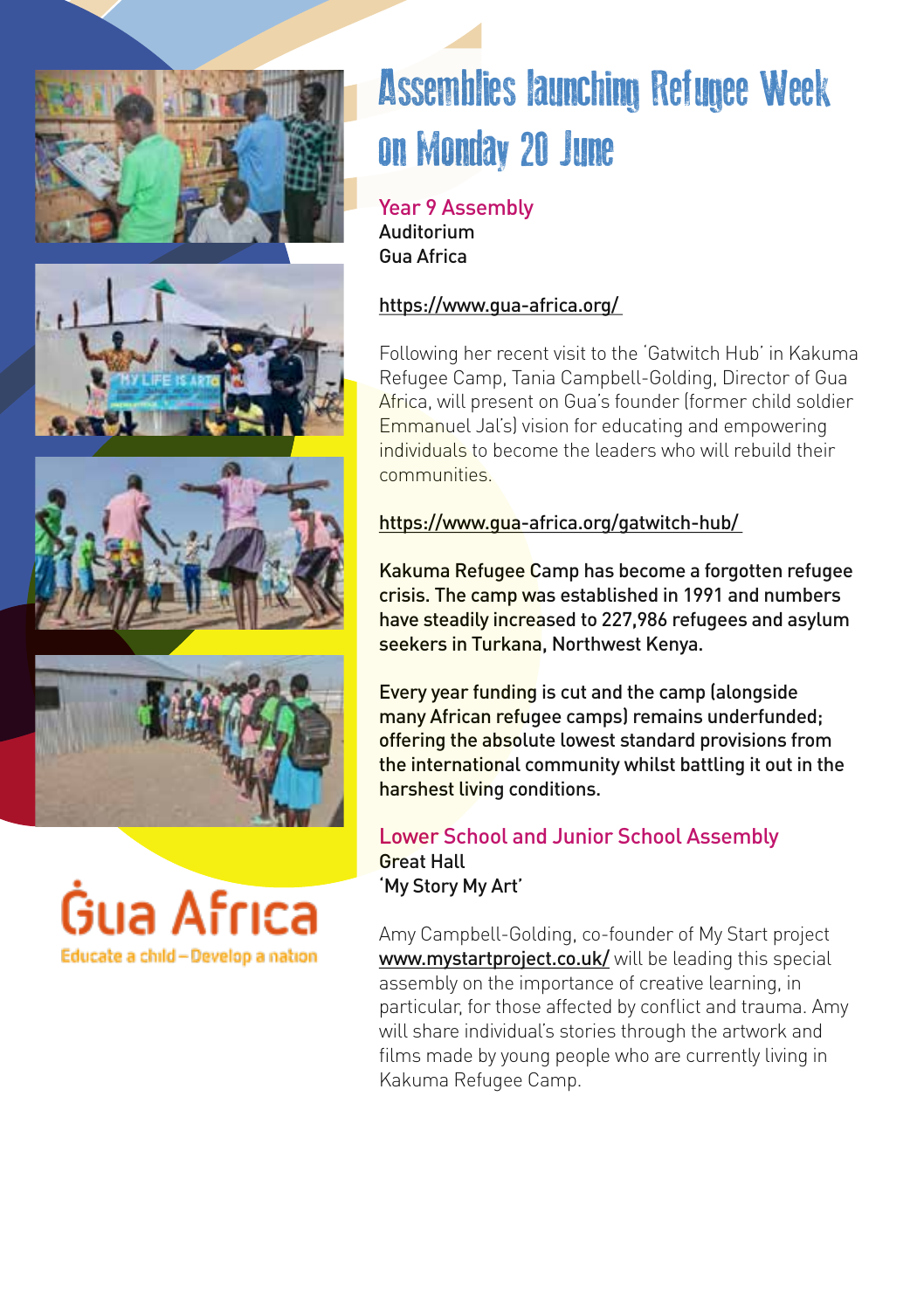# Assemblies launching Refugee Week on Monday 20 June

## Year 9 Assembly

Auditorium
Gua Africa

https://www.gua-africa.org/

Following her recent visit to the 'Gatwitch Hub' in Kakuma Refugee Camp, Tania Campbell-Golding, Director of Gua Africa, will present on Gua's founder (former child soldier Emmanuel Jal's) vision for educating and empowering individuals to become the leaders who will rebuild their communities.

https://www.gua-africa.org/gatwitch-hub/

Kakuma Refugee Camp has become a forgotten refugee crisis. The camp was established in 1991 and numbers have steadily increased to 227,986 refugees and asylum seekers in Turkana, Northwest Kenya.

Every year funding is cut and the camp (alongside many African refugee camps) remains underfunded; offering the absolute lowest standard provisions from the international community whilst battling it out in the harshest living conditions.

## Lower School and Junior School Assembly

Great Hall
'My Story My Art'

Amy Campbell-Golding, co-founder of My Start project www.mystartproject.co.uk/ will be leading this special assembly on the importance of creative learning, in particular, for those affected by conflict and trauma. Amy will share individual's stories through the artwork and films made by young people who are currently living in Kakuma Refugee Camp.

Gua Africa
Educate a child – Develop a nation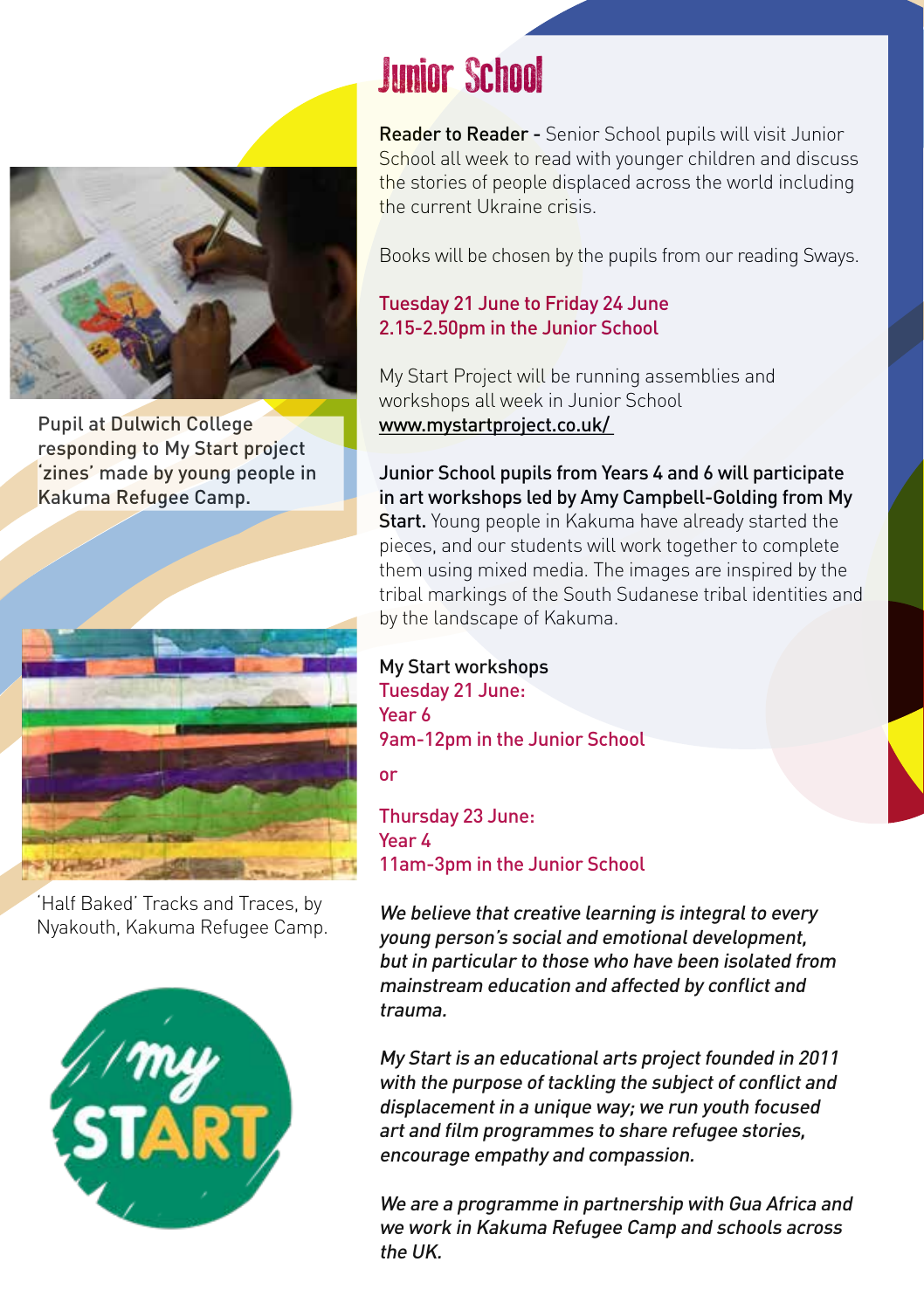# Junior School

**Reader to Reader -** Senior School pupils will visit Junior School all week to read with younger children and discuss the stories of people displaced across the world including the current Ukraine crisis.

Books will be chosen by the pupils from our reading Sways.

Tuesday 21 June to Friday 24 June
2.15-2.50pm in the Junior School

My Start Project will be running assemblies and workshops all week in Junior School
www.mystartproject.co.uk/

**Junior School pupils from Years 4 and 6 will participate in art workshops led by Amy Campbell-Golding from My Start.** Young people in Kakuma have already started the pieces, and our students will work together to complete them using mixed media. The images are inspired by the tribal markings of the South Sudanese tribal identities and by the landscape of Kakuma.

My Start workshops
Tuesday 21 June:
Year 6
9am-12pm in the Junior School

or

Thursday 23 June:
Year 4
11am-3pm in the Junior School

*We believe that creative learning is integral to every young person's social and emotional development, but in particular to those who have been isolated from mainstream education and affected by conflict and trauma.*

*My Start is an educational arts project founded in 2011 with the purpose of tackling the subject of conflict and displacement in a unique way; we run youth focused art and film programmes to share refugee stories, encourage empathy and compassion.*

*We are a programme in partnership with Gua Africa and we work in Kakuma Refugee Camp and schools across the UK.*

Pupil at Dulwich College responding to My Start project 'zines' made by young people in Kakuma Refugee Camp.

'Half Baked' Tracks and Traces, by Nyakouth, Kakuma Refugee Camp.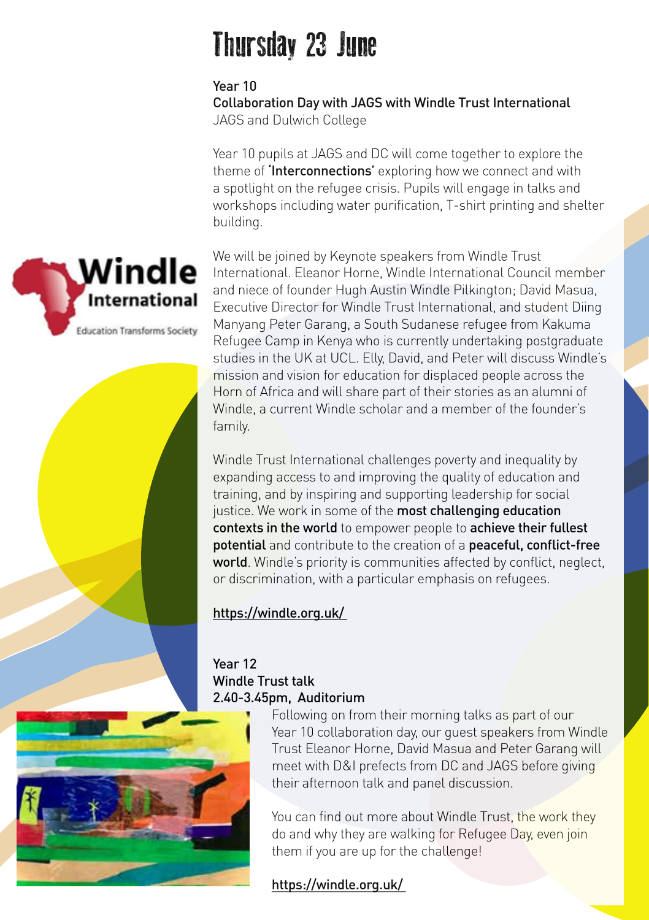# Thursday 23 June

**Year 10**
**Collaboration Day with JAGS with Windle Trust International**
JAGS and Dulwich College

Year 10 pupils at JAGS and DC will come together to explore the theme of **'Interconnections'** exploring how we connect and with a spotlight on the refugee crisis. Pupils will engage in talks and workshops including water purification, T-shirt printing and shelter building.

We will be joined by Keynote speakers from Windle Trust International. Eleanor Horne, Windle International Council member and niece of founder Hugh Austin Windle Pilkington; David Masua, Executive Director for Windle Trust International, and student Diing Manyang Peter Garang, a South Sudanese refugee from Kakuma Refugee Camp in Kenya who is currently undertaking postgraduate studies in the UK at UCL. Elly, David, and Peter will discuss Windle's mission and vision for education for displaced people across the Horn of Africa and will share part of their stories as an alumni of Windle, a current Windle scholar and a member of the founder's family.

Windle Trust International challenges poverty and inequality by expanding access to and improving the quality of education and training, and by inspiring and supporting leadership for social justice. We work in some of the **most challenging education contexts in the world** to empower people to **achieve their fullest potential** and contribute to the creation of a **peaceful, conflict-free world**. Windle's priority is communities affected by conflict, neglect, or discrimination, with a particular emphasis on refugees.

https://windle.org.uk/

**Year 12**
**Windle Trust talk**
**2.40-3.45pm, Auditorium**

Following on from their morning talks as part of our Year 10 collaboration day, our guest speakers from Windle Trust Eleanor Horne, David Masua and Peter Garang will meet with D&I prefects from DC and JAGS before giving their afternoon talk and panel discussion.

You can find out more about Windle Trust, the work they do and why they are walking for Refugee Day, even join them if you are up for the challenge!

https://windle.org.uk/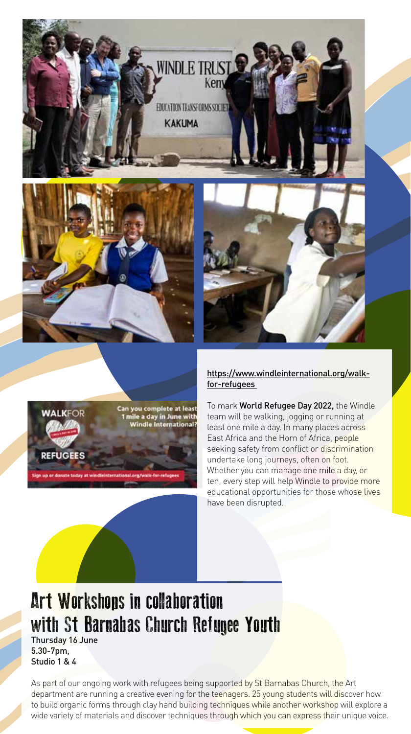https://www.windleinternational.org/walk-for-refugees

To mark **World Refugee Day 2022,** the Windle team will be walking, jogging or running at least one mile a day. In many places across East Africa and the Horn of Africa, people seeking safety from conflict or discrimination undertake long journeys, often on foot. Whether you can manage one mile a day, or ten, every step will help Windle to provide more educational opportunities for those whose lives have been disrupted.

## Art Workshops in collaboration with St Barnabas Church Refugee Youth

Thursday 16 June
5.30-7pm,
Studio 1 & 4

As part of our ongoing work with refugees being supported by St Barnabas Church, the Art department are running a creative evening for the teenagers. 25 young students will discover how to build organic forms through clay hand building techniques while another workshop will explore a wide variety of materials and discover techniques through which you can express their unique voice.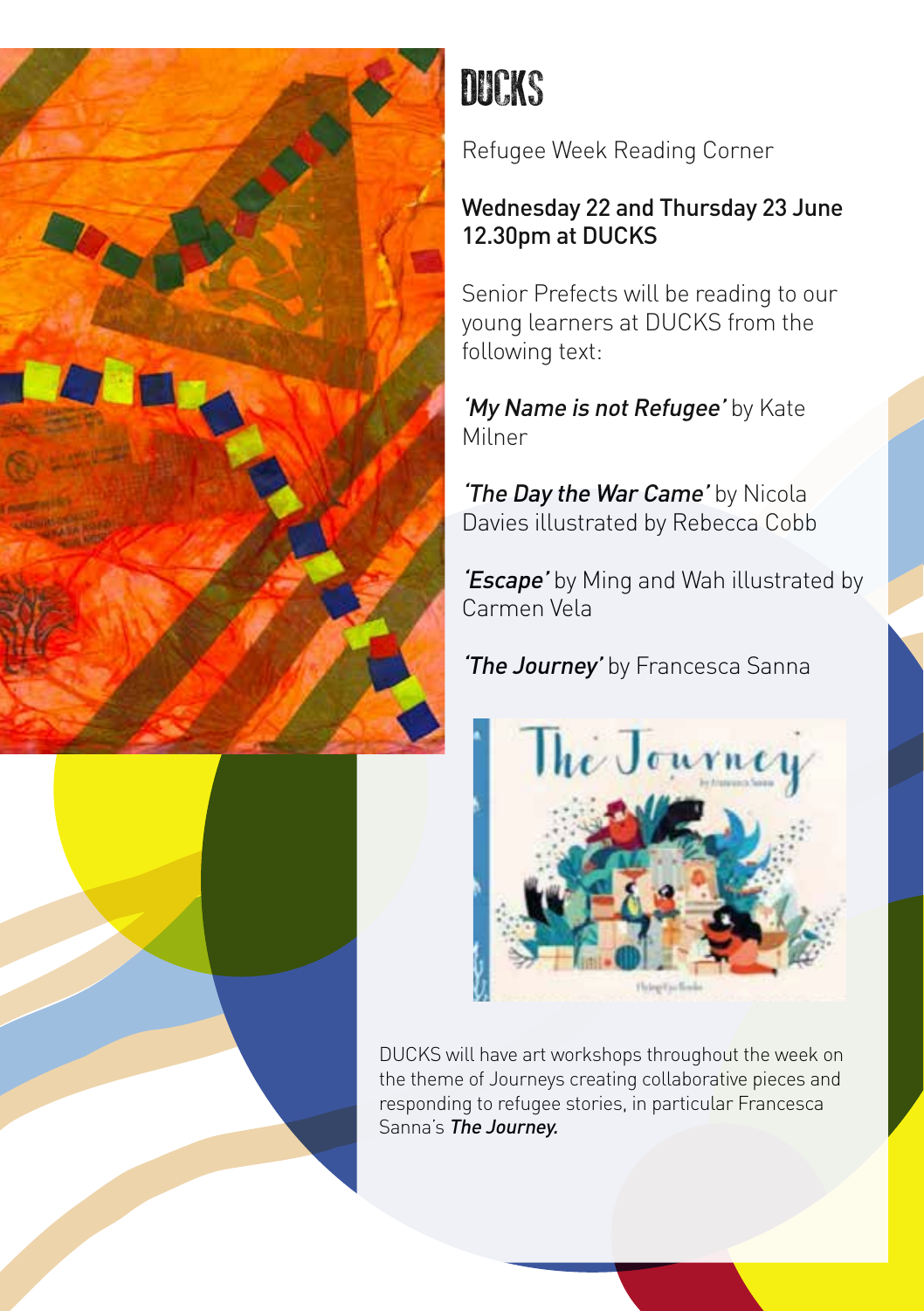# DUCKS

Refugee Week Reading Corner

Wednesday 22 and Thursday 23 June
12.30pm at DUCKS

Senior Prefects will be reading to our young learners at DUCKS from the following text:

***'My Name is not Refugee'*** by Kate Milner

***'The Day the War Came'*** by Nicola Davies illustrated by Rebecca Cobb

***'Escape'*** by Ming and Wah illustrated by Carmen Vela

***'The Journey'*** by Francesca Sanna

DUCKS will have art workshops throughout the week on the theme of Journeys creating collaborative pieces and responding to refugee stories, in particular Francesca Sanna's ***The Journey.***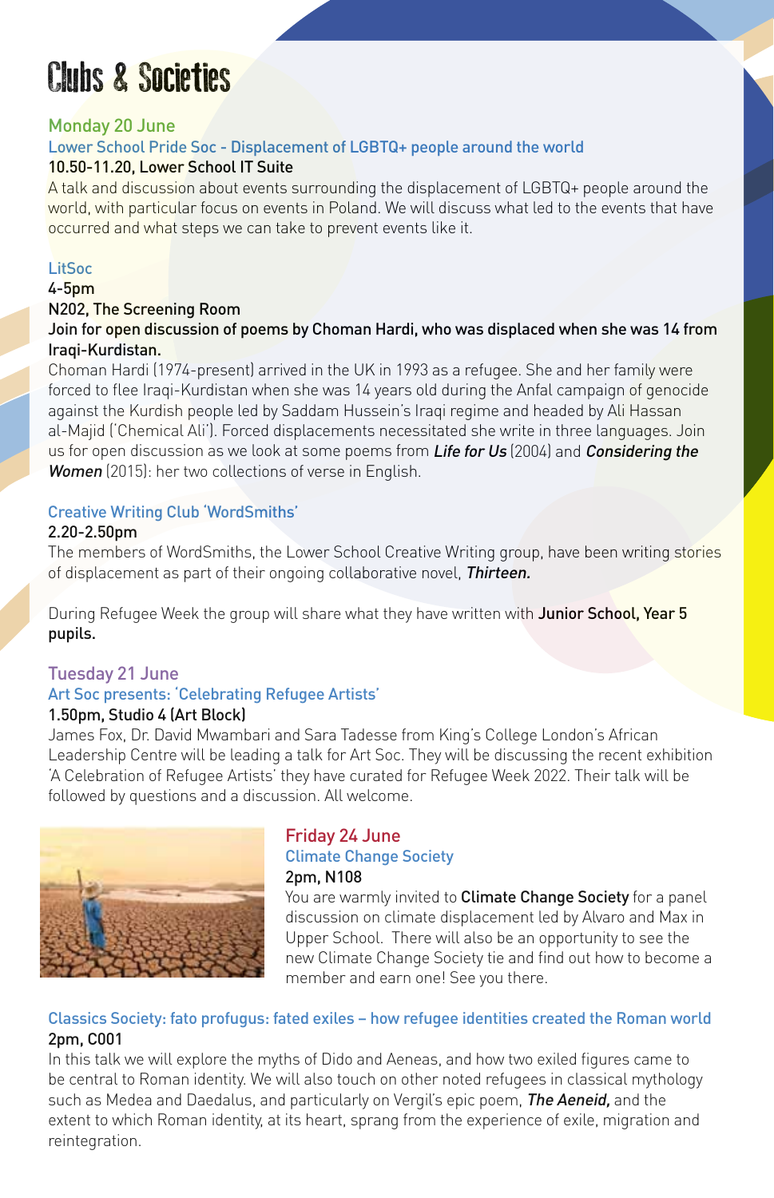# Clubs & Societies

## Monday 20 June

### Lower School Pride Soc - Displacement of LGBTQ+ people around the world

**10.50-11.20, Lower School IT Suite**

A talk and discussion about events surrounding the displacement of LGBTQ+ people around the world, with particular focus on events in Poland. We will discuss what led to the events that have occurred and what steps we can take to prevent events like it.

### LitSoc

**4-5pm**

**N202, The Screening Room**

**Join for open discussion of poems by Choman Hardi, who was displaced when she was 14 from Iraqi-Kurdistan.**

Choman Hardi (1974-present) arrived in the UK in 1993 as a refugee. She and her family were forced to flee Iraqi-Kurdistan when she was 14 years old during the Anfal campaign of genocide against the Kurdish people led by Saddam Hussein's Iraqi regime and headed by Ali Hassan al-Majid ('Chemical Ali'). Forced displacements necessitated she write in three languages. Join us for open discussion as we look at some poems from ***Life for Us*** (2004) and ***Considering the Women*** (2015): her two collections of verse in English.

### Creative Writing Club 'WordSmiths'

**2.20-2.50pm**

The members of WordSmiths, the Lower School Creative Writing group, have been writing stories of displacement as part of their ongoing collaborative novel, ***Thirteen.***

During Refugee Week the group will share what they have written with **Junior School, Year 5 pupils.**

## Tuesday 21 June

### Art Soc presents: 'Celebrating Refugee Artists'

**1.50pm, Studio 4 (Art Block)**

James Fox, Dr. David Mwambari and Sara Tadesse from King's College London's African Leadership Centre will be leading a talk for Art Soc. They will be discussing the recent exhibition 'A Celebration of Refugee Artists' they have curated for Refugee Week 2022. Their talk will be followed by questions and a discussion. All welcome.

## Friday 24 June

### Climate Change Society

**2pm, N108**

You are warmly invited to **Climate Change Society** for a panel discussion on climate displacement led by Alvaro and Max in Upper School. There will also be an opportunity to see the new Climate Change Society tie and find out how to become a member and earn one! See you there.

### Classics Society: fato profugus: fated exiles – how refugee identities created the Roman world

**2pm, C001**

In this talk we will explore the myths of Dido and Aeneas, and how two exiled figures came to be central to Roman identity. We will also touch on other noted refugees in classical mythology such as Medea and Daedalus, and particularly on Vergil's epic poem, ***The Aeneid,*** and the extent to which Roman identity, at its heart, sprang from the experience of exile, migration and reintegration.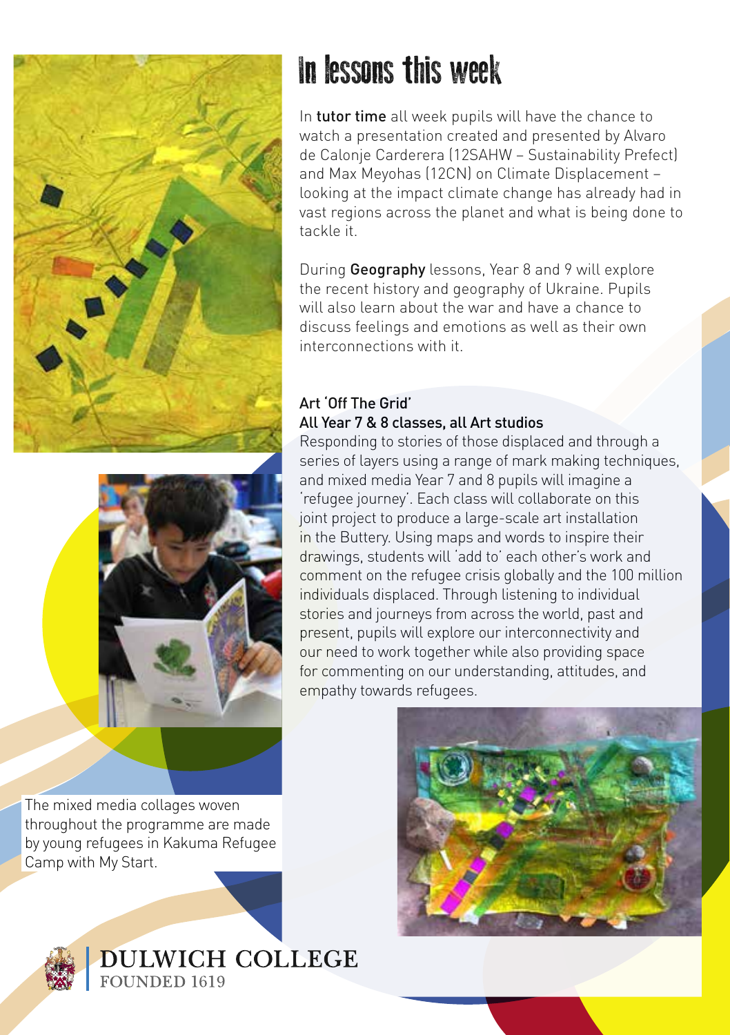# In lessons this week

In **tutor time** all week pupils will have the chance to watch a presentation created and presented by Alvaro de Calonje Carderera (12SAHW – Sustainability Prefect) and Max Meyohas (12CN) on Climate Displacement – looking at the impact climate change has already had in vast regions across the planet and what is being done to tackle it.

During **Geography** lessons, Year 8 and 9 will explore the recent history and geography of Ukraine. Pupils will also learn about the war and have a chance to discuss feelings and emotions as well as their own interconnections with it.

**Art 'Off The Grid'**
**All Year 7 & 8 classes, all Art studios**

Responding to stories of those displaced and through a series of layers using a range of mark making techniques, and mixed media Year 7 and 8 pupils will imagine a 'refugee journey'. Each class will collaborate on this joint project to produce a large-scale art installation in the Buttery. Using maps and words to inspire their drawings, students will 'add to' each other's work and comment on the refugee crisis globally and the 100 million individuals displaced. Through listening to individual stories and journeys from across the world, past and present, pupils will explore our interconnectivity and our need to work together while also providing space for commenting on our understanding, attitudes, and empathy towards refugees.

The mixed media collages woven throughout the programme are made by young refugees in Kakuma Refugee Camp with My Start.

DULWICH COLLEGE
FOUNDED 1619